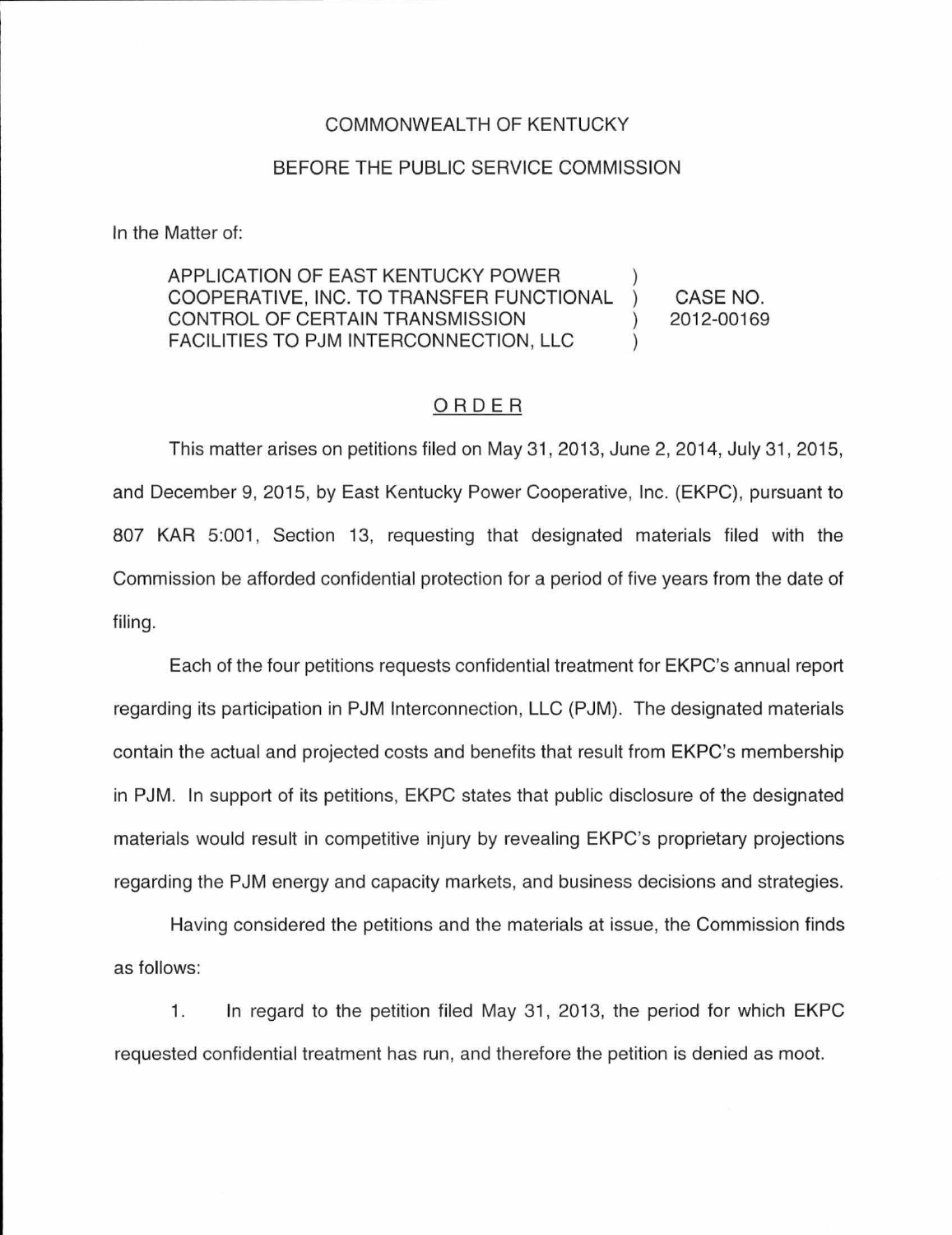COMMONWEALTH OF KENTUCKY

BEFORE THE PUBLIC SERVICE COMMISSION

In the Matter of:

| | | |
|---|---|---|
| APPLICATION OF EAST KENTUCKY POWER COOPERATIVE, INC. TO TRANSFER FUNCTIONAL CONTROL OF CERTAIN TRANSMISSION FACILITIES TO PJM INTERCONNECTION, LLC | ) ) ) ) | CASE NO. 2012-00169 |

ORDER

This matter arises on petitions filed on May 31, 2013, June 2, 2014, July 31, 2015, and December 9, 2015, by East Kentucky Power Cooperative, Inc. (EKPC), pursuant to 807 KAR 5:001, Section 13, requesting that designated materials filed with the Commission be afforded confidential protection for a period of five years from the date of filing.

Each of the four petitions requests confidential treatment for EKPC's annual report regarding its participation in PJM Interconnection, LLC (PJM). The designated materials contain the actual and projected costs and benefits that result from EKPC's membership in PJM. In support of its petitions, EKPC states that public disclosure of the designated materials would result in competitive injury by revealing EKPC's proprietary projections regarding the PJM energy and capacity markets, and business decisions and strategies.

Having considered the petitions and the materials at issue, the Commission finds as follows:

1. In regard to the petition filed May 31, 2013, the period for which EKPC requested confidential treatment has run, and therefore the petition is denied as moot.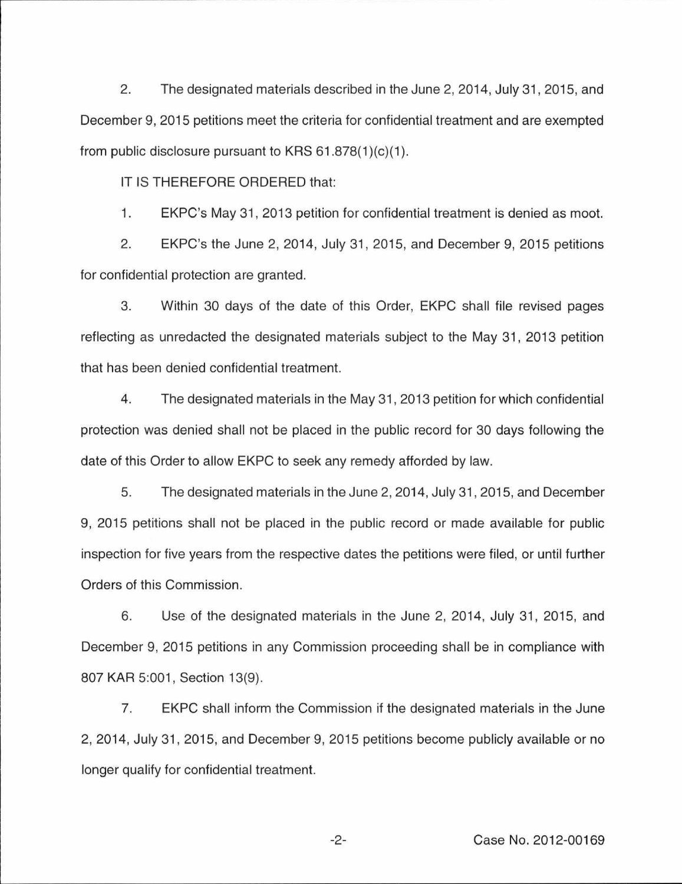2. The designated materials described in the June 2, 2014, July 31, 2015, and December 9, 2015 petitions meet the criteria for confidential treatment and are exempted from public disclosure pursuant to KRS 61.878(1)(c)(1).

IT IS THEREFORE ORDERED that:

1. EKPC's May 31, 2013 petition for confidential treatment is denied as moot.

2. EKPC's the June 2, 2014, July 31, 2015, and December 9, 2015 petitions for confidential protection are granted.

3. Within 30 days of the date of this Order, EKPC shall file revised pages reflecting as unredacted the designated materials subject to the May 31, 2013 petition that has been denied confidential treatment.

4. The designated materials in the May 31, 2013 petition for which confidential protection was denied shall not be placed in the public record for 30 days following the date of this Order to allow EKPC to seek any remedy afforded by law.

5. The designated materials in the June 2, 2014, July 31, 2015, and December 9, 2015 petitions shall not be placed in the public record or made available for public inspection for five years from the respective dates the petitions were filed, or until further Orders of this Commission.

6. Use of the designated materials in the June 2, 2014, July 31, 2015, and December 9, 2015 petitions in any Commission proceeding shall be in compliance with 807 KAR 5:001, Section 13(9).

7. EKPC shall inform the Commission if the designated materials in the June 2, 2014, July 31, 2015, and December 9, 2015 petitions become publicly available or no longer qualify for confidential treatment.

Case No. 2012-00169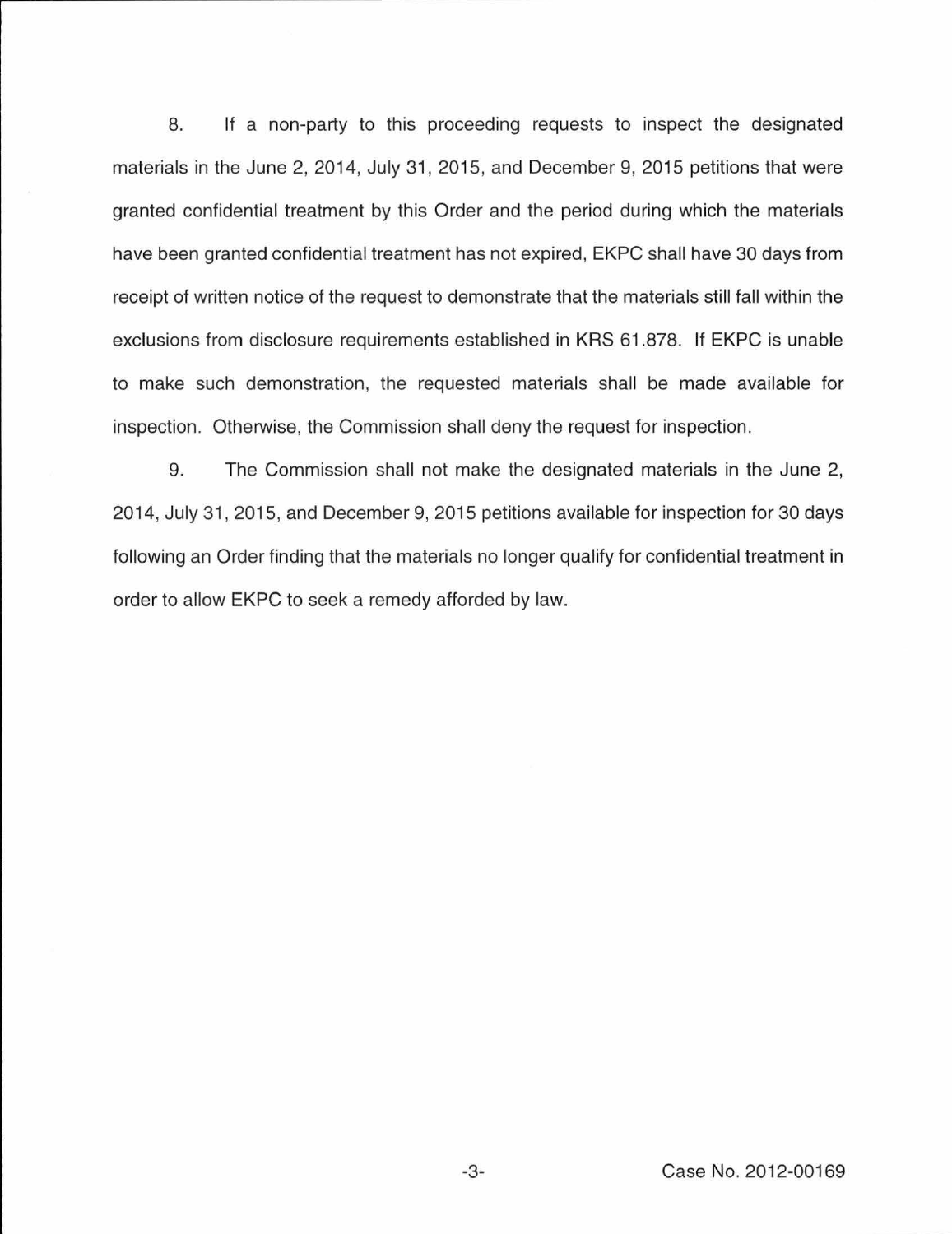8. If a non-party to this proceeding requests to inspect the designated materials in the June 2, 2014, July 31, 2015, and December 9, 2015 petitions that were granted confidential treatment by this Order and the period during which the materials have been granted confidential treatment has not expired, EKPC shall have 30 days from receipt of written notice of the request to demonstrate that the materials still fall within the exclusions from disclosure requirements established in KRS 61.878. If EKPC is unable to make such demonstration, the requested materials shall be made available for inspection. Otherwise, the Commission shall deny the request for inspection.

9. The Commission shall not make the designated materials in the June 2, 2014, July 31, 2015, and December 9, 2015 petitions available for inspection for 30 days following an Order finding that the materials no longer qualify for confidential treatment in order to allow EKPC to seek a remedy afforded by law.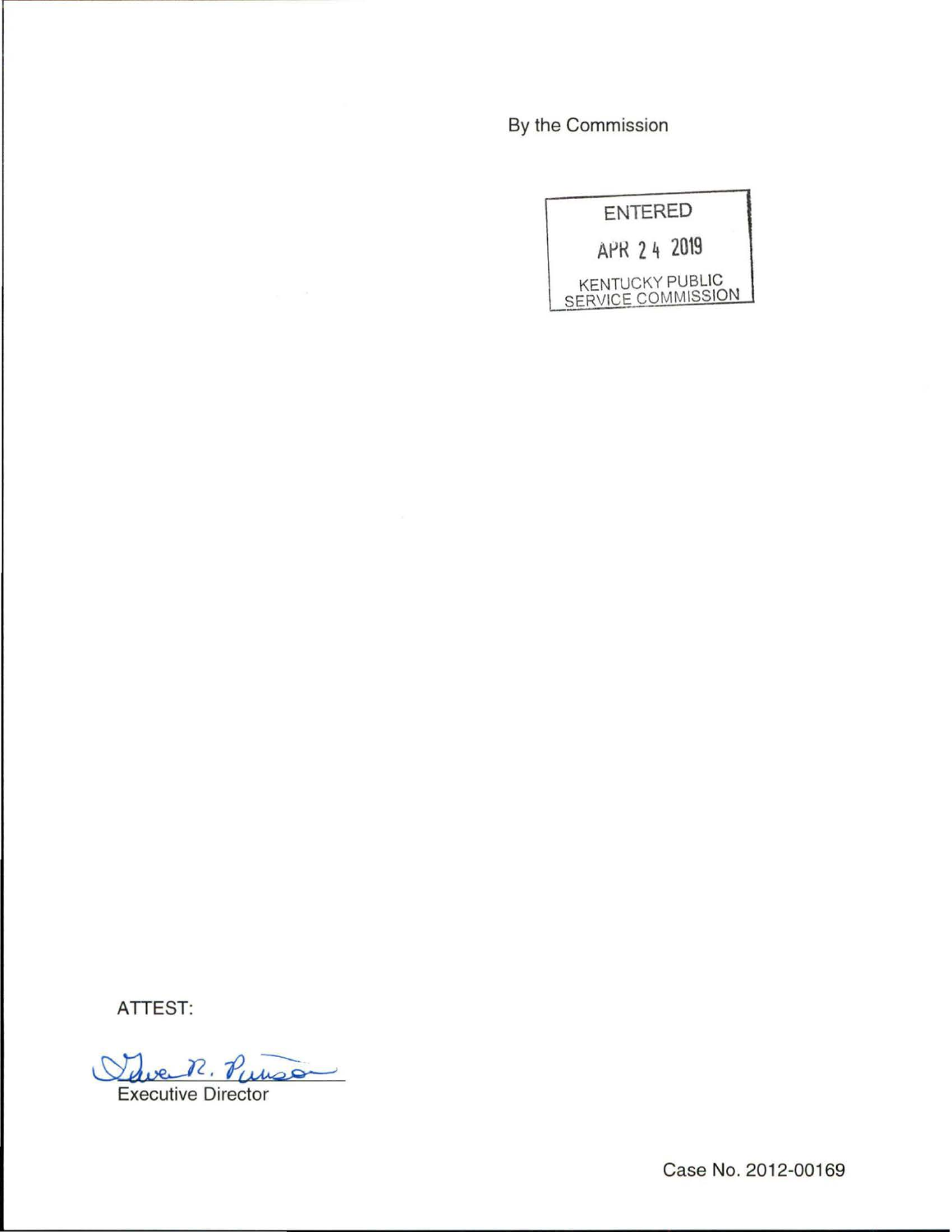By the Commission

ENTERED

APR 24 2019

KENTUCKY PUBLIC SERVICE COMMISSION

ATTEST:

Gwen R. Pinson

Executive Director

Case No. 2012-00169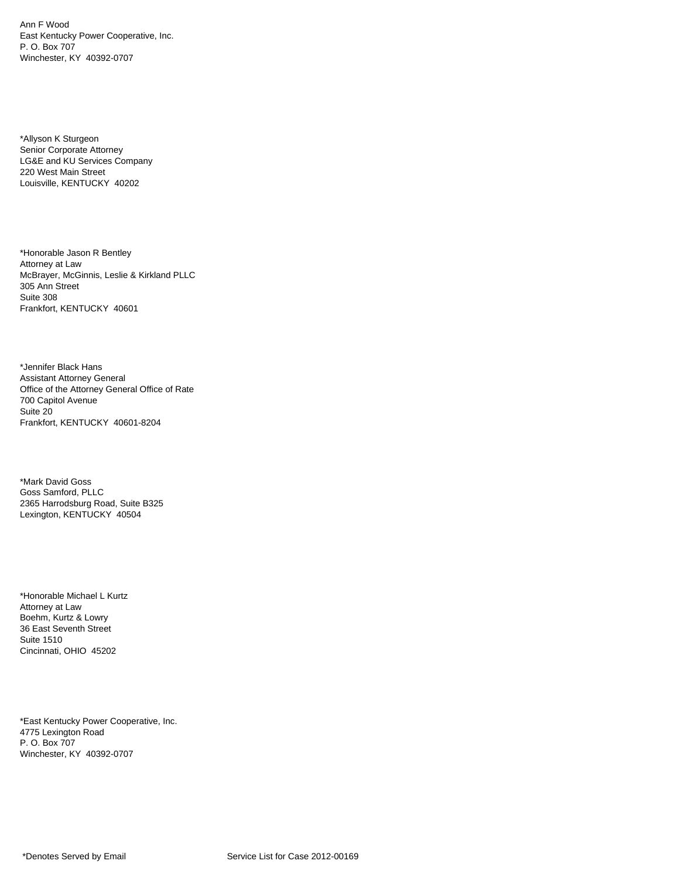Ann F Wood
East Kentucky Power Cooperative, Inc.
P. O. Box 707
Winchester, KY  40392-0707

*Allyson K Sturgeon
Senior Corporate Attorney
LG&E and KU Services Company
220 West Main Street
Louisville, KENTUCKY  40202

*Honorable Jason R Bentley
Attorney at Law
McBrayer, McGinnis, Leslie & Kirkland PLLC
305 Ann Street
Suite 308
Frankfort, KENTUCKY  40601

*Jennifer Black Hans
Assistant Attorney General
Office of the Attorney General Office of Rate
700 Capitol Avenue
Suite 20
Frankfort, KENTUCKY  40601-8204

*Mark David Goss
Goss Samford, PLLC
2365 Harrodsburg Road, Suite B325
Lexington, KENTUCKY  40504

*Honorable Michael L Kurtz
Attorney at Law
Boehm, Kurtz & Lowry
36 East Seventh Street
Suite 1510
Cincinnati, OHIO  45202

*East Kentucky Power Cooperative, Inc.
4775 Lexington Road
P. O. Box 707
Winchester, KY  40392-0707

*Denotes Served by Email

Service List for Case 2012-00169